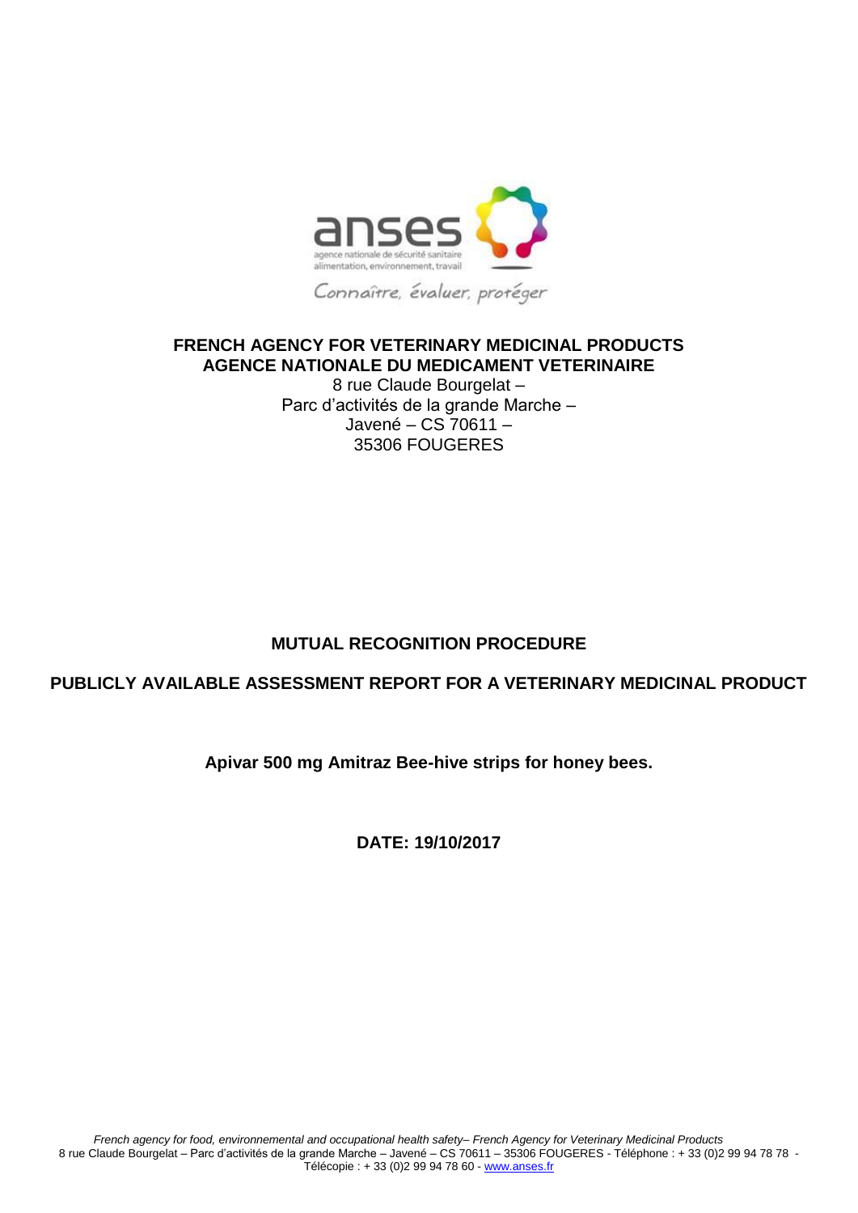anses

agence nationale de sécurité sanitaire alimentation, environnement, travail

Connaître, évaluer, protéger

**FRENCH AGENCY FOR VETERINARY MEDICINAL PRODUCTS**
**AGENCE NATIONALE DU MEDICAMENT VETERINAIRE**

8 rue Claude Bourgelat –
Parc d'activités de la grande Marche –
Javené – CS 70611 –
35306 FOUGERES

**MUTUAL RECOGNITION PROCEDURE**

**PUBLICLY AVAILABLE ASSESSMENT REPORT FOR A VETERINARY MEDICINAL PRODUCT**

**Apivar 500 mg Amitraz Bee-hive strips for honey bees.**

**DATE: 19/10/2017**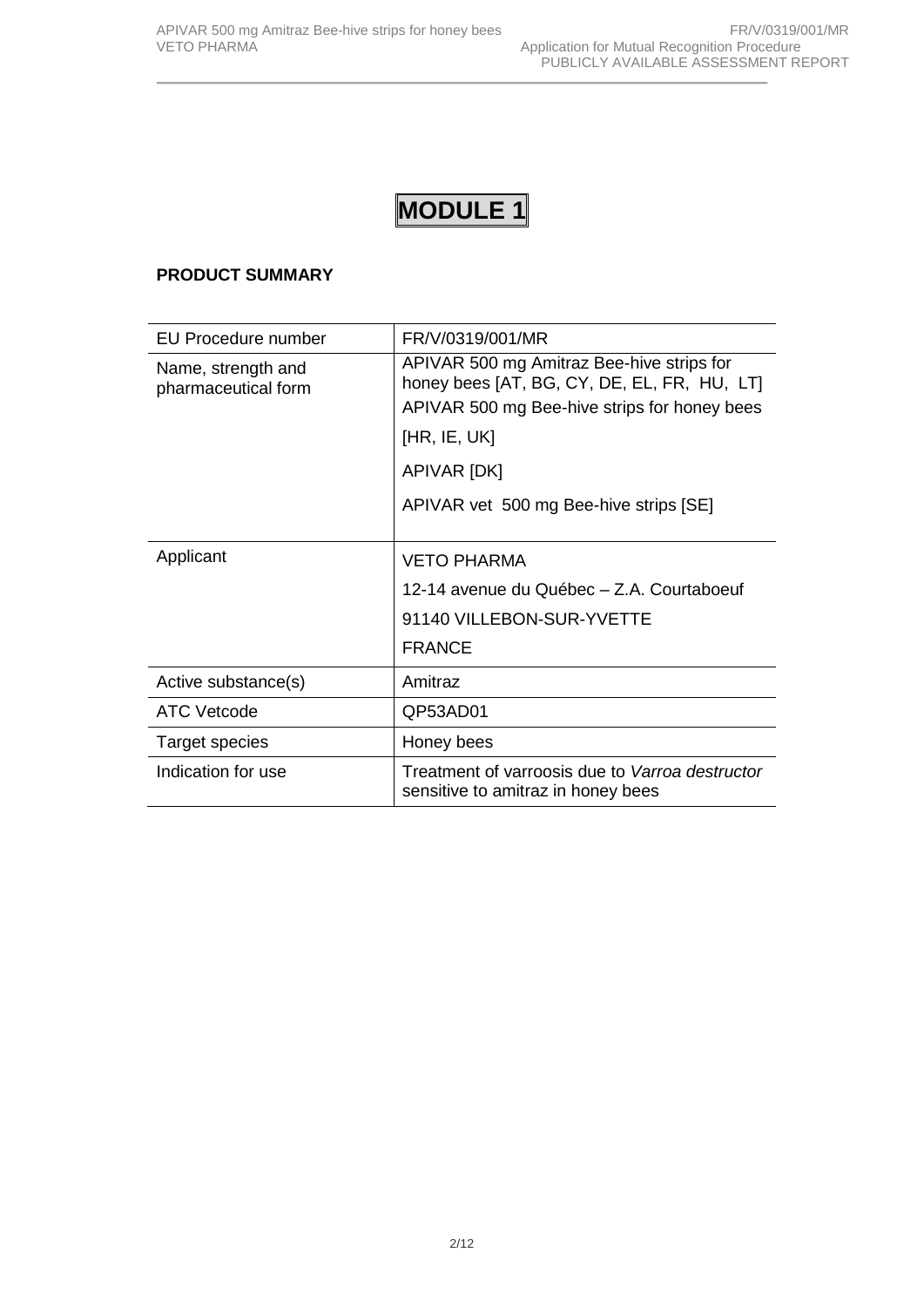# MODULE 1

**PRODUCT SUMMARY**

| | |
|---|---|
| EU Procedure number | FR/V/0319/001/MR |
| Name, strength and pharmaceutical form | APIVAR 500 mg Amitraz Bee-hive strips for honey bees [AT, BG, CY, DE, EL, FR, HU, LT]<br>APIVAR 500 mg Bee-hive strips for honey bees<br>[HR, IE, UK]<br>APIVAR [DK]<br>APIVAR vet 500 mg Bee-hive strips [SE] |
| Applicant | VETO PHARMA<br>12-14 avenue du Québec – Z.A. Courtaboeuf<br>91140 VILLEBON-SUR-YVETTE<br>FRANCE |
| Active substance(s) | Amitraz |
| ATC Vetcode | QP53AD01 |
| Target species | Honey bees |
| Indication for use | Treatment of varroosis due to *Varroa destructor* sensitive to amitraz in honey bees |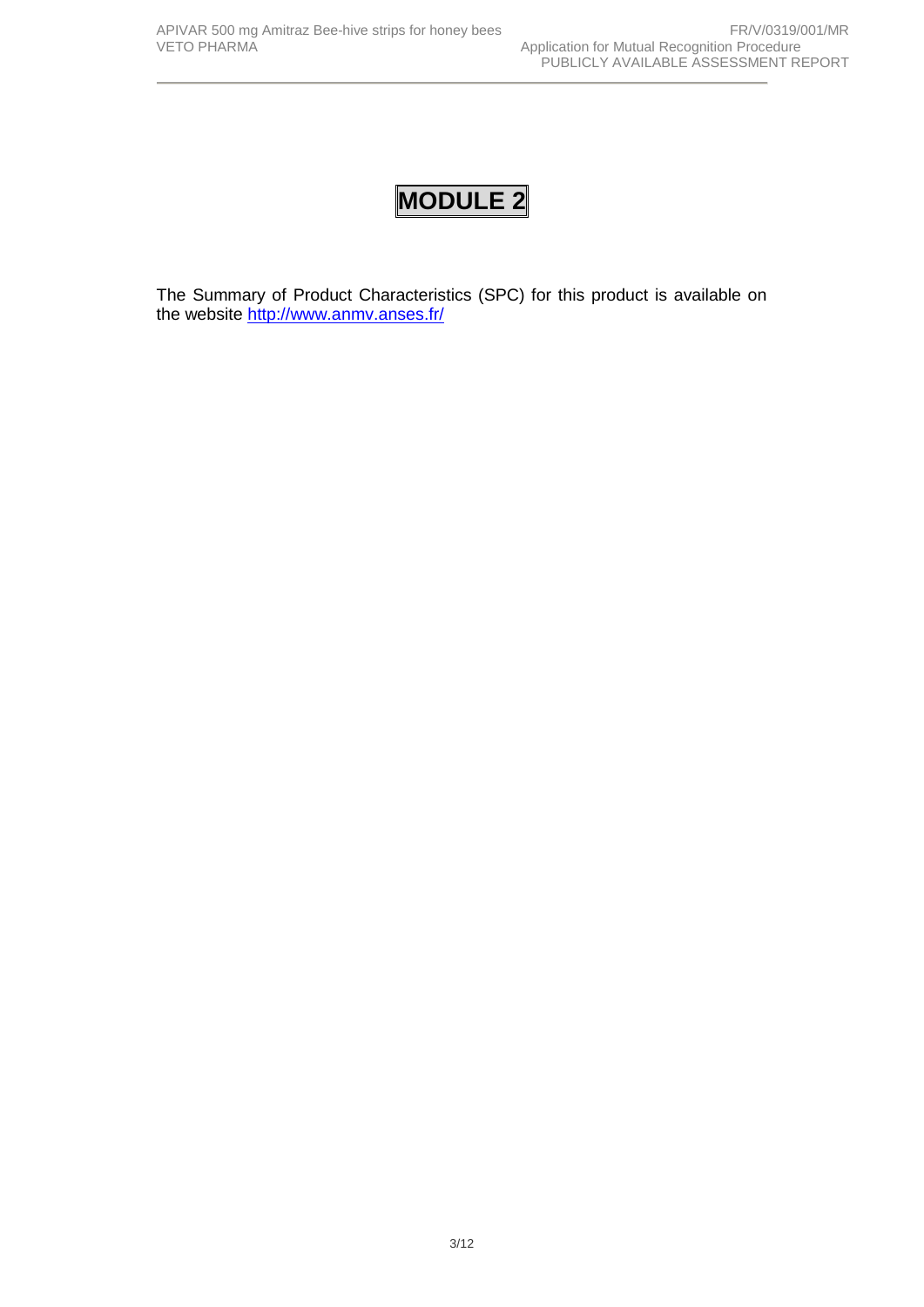# MODULE 2

The Summary of Product Characteristics (SPC) for this product is available on the website http://www.anmv.anses.fr/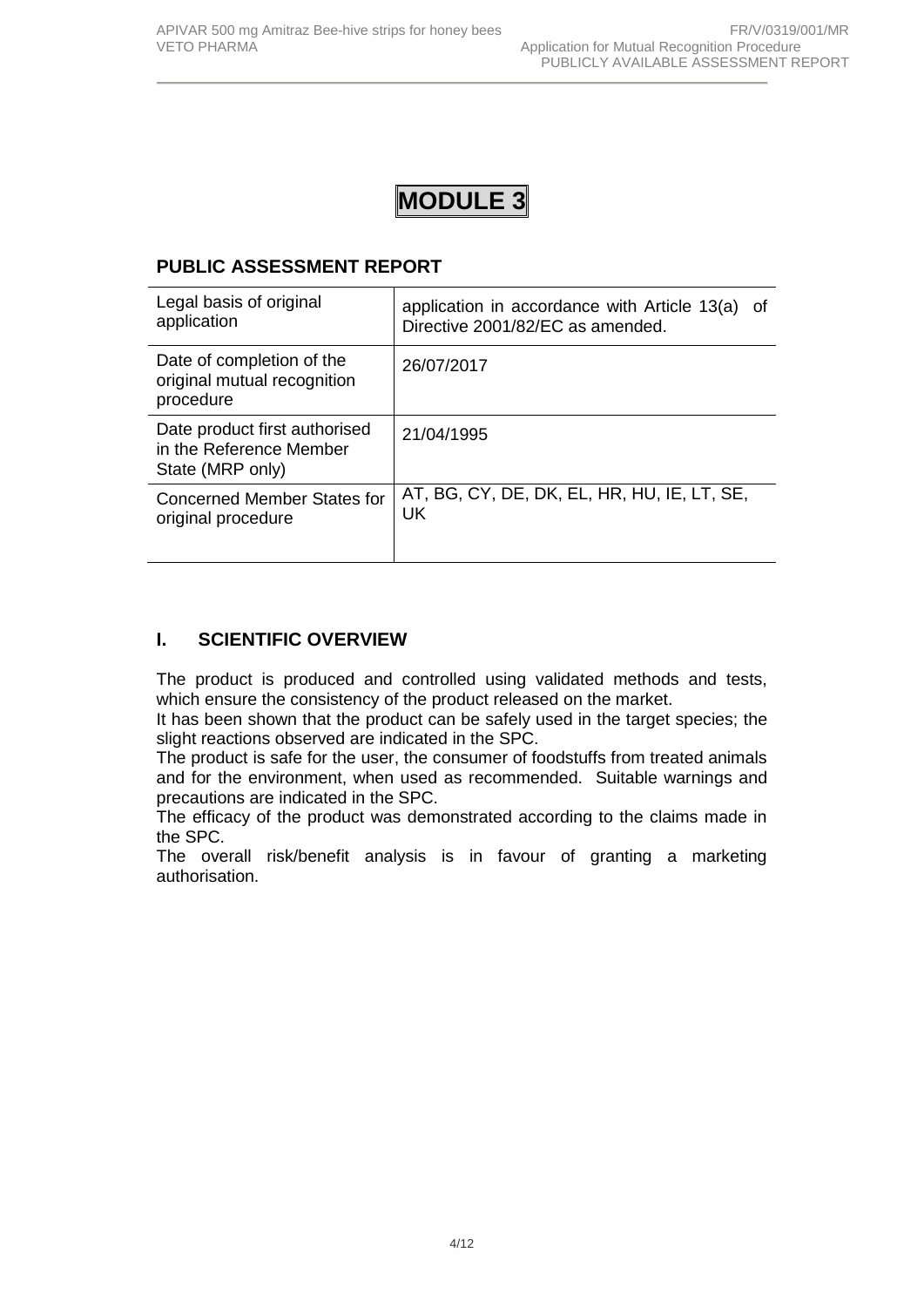# MODULE 3

## PUBLIC ASSESSMENT REPORT

| | |
|---|---|
| Legal basis of original application | application in accordance with Article 13(a) of Directive 2001/82/EC as amended. |
| Date of completion of the original mutual recognition procedure | 26/07/2017 |
| Date product first authorised in the Reference Member State (MRP only) | 21/04/1995 |
| Concerned Member States for original procedure | AT, BG, CY, DE, DK, EL, HR, HU, IE, LT, SE, UK |

## I. SCIENTIFIC OVERVIEW

The product is produced and controlled using validated methods and tests, which ensure the consistency of the product released on the market.

It has been shown that the product can be safely used in the target species; the slight reactions observed are indicated in the SPC.

The product is safe for the user, the consumer of foodstuffs from treated animals and for the environment, when used as recommended. Suitable warnings and precautions are indicated in the SPC.

The efficacy of the product was demonstrated according to the claims made in the SPC.

The overall risk/benefit analysis is in favour of granting a marketing authorisation.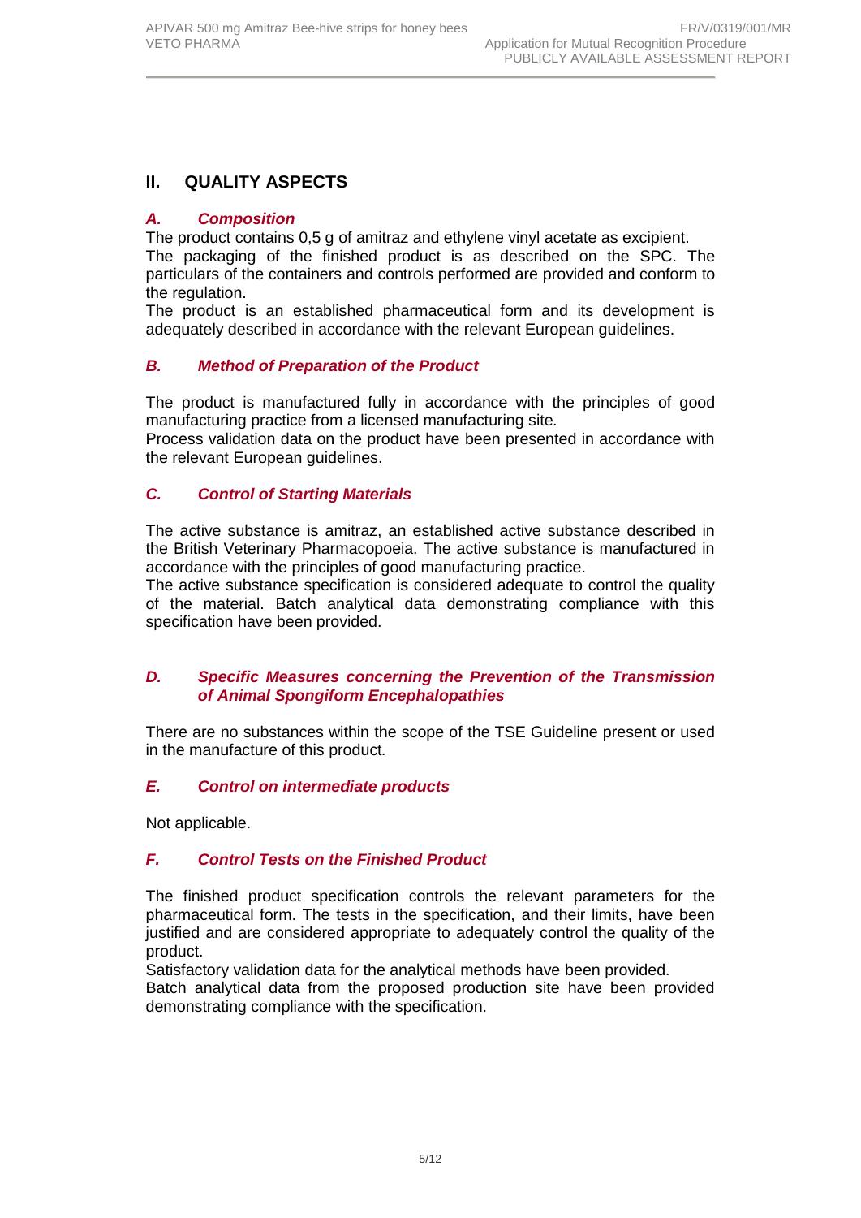## II. QUALITY ASPECTS

### *A. Composition*

The product contains 0,5 g of amitraz and ethylene vinyl acetate as excipient.
The packaging of the finished product is as described on the SPC. The particulars of the containers and controls performed are provided and conform to the regulation.
The product is an established pharmaceutical form and its development is adequately described in accordance with the relevant European guidelines.

### *B. Method of Preparation of the Product*

The product is manufactured fully in accordance with the principles of good manufacturing practice from a licensed manufacturing site.
Process validation data on the product have been presented in accordance with the relevant European guidelines.

### *C. Control of Starting Materials*

The active substance is amitraz, an established active substance described in the British Veterinary Pharmacopoeia. The active substance is manufactured in accordance with the principles of good manufacturing practice.
The active substance specification is considered adequate to control the quality of the material. Batch analytical data demonstrating compliance with this specification have been provided.

### *D. Specific Measures concerning the Prevention of the Transmission of Animal Spongiform Encephalopathies*

There are no substances within the scope of the TSE Guideline present or used in the manufacture of this product.

### *E. Control on intermediate products*

Not applicable.

### *F. Control Tests on the Finished Product*

The finished product specification controls the relevant parameters for the pharmaceutical form. The tests in the specification, and their limits, have been justified and are considered appropriate to adequately control the quality of the product.
Satisfactory validation data for the analytical methods have been provided.
Batch analytical data from the proposed production site have been provided demonstrating compliance with the specification.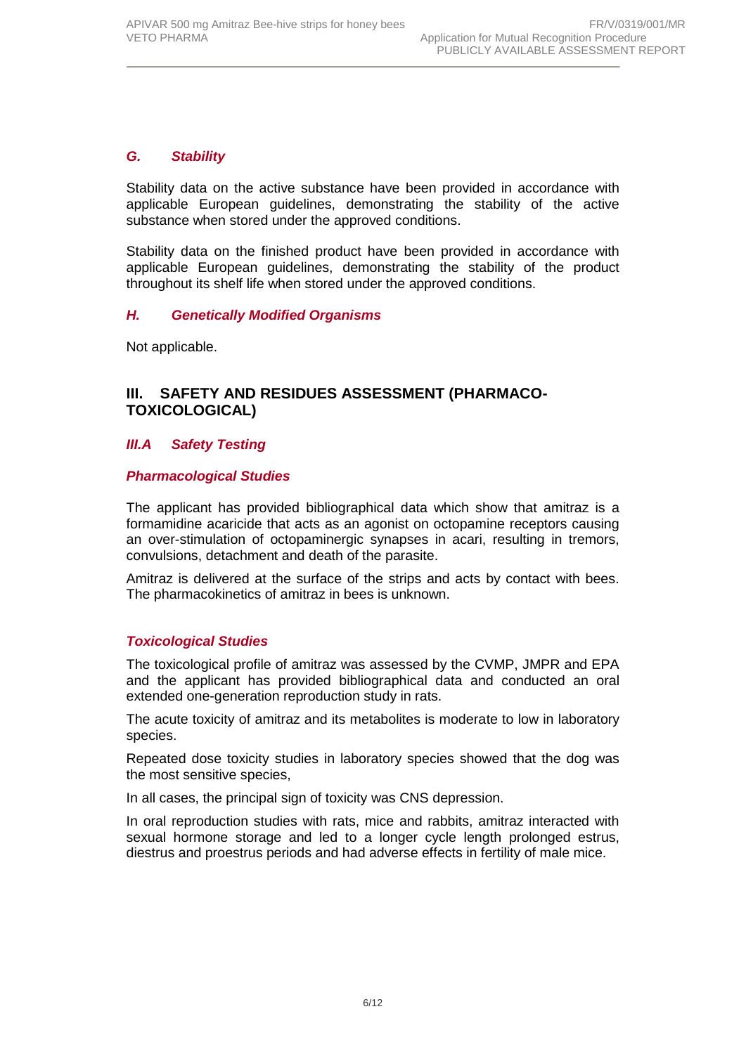### *G. Stability*

Stability data on the active substance have been provided in accordance with applicable European guidelines, demonstrating the stability of the active substance when stored under the approved conditions.

Stability data on the finished product have been provided in accordance with applicable European guidelines, demonstrating the stability of the product throughout its shelf life when stored under the approved conditions.

### *H. Genetically Modified Organisms*

Not applicable.

## III. SAFETY AND RESIDUES ASSESSMENT (PHARMACO-TOXICOLOGICAL)

### *III.A Safety Testing*

#### *Pharmacological Studies*

The applicant has provided bibliographical data which show that amitraz is a formamidine acaricide that acts as an agonist on octopamine receptors causing an over-stimulation of octopaminergic synapses in acari, resulting in tremors, convulsions, detachment and death of the parasite.

Amitraz is delivered at the surface of the strips and acts by contact with bees. The pharmacokinetics of amitraz in bees is unknown.

#### *Toxicological Studies*

The toxicological profile of amitraz was assessed by the CVMP, JMPR and EPA and the applicant has provided bibliographical data and conducted an oral extended one-generation reproduction study in rats.

The acute toxicity of amitraz and its metabolites is moderate to low in laboratory species.

Repeated dose toxicity studies in laboratory species showed that the dog was the most sensitive species,

In all cases, the principal sign of toxicity was CNS depression.

In oral reproduction studies with rats, mice and rabbits, amitraz interacted with sexual hormone storage and led to a longer cycle length prolonged estrus, diestrus and proestrus periods and had adverse effects in fertility of male mice.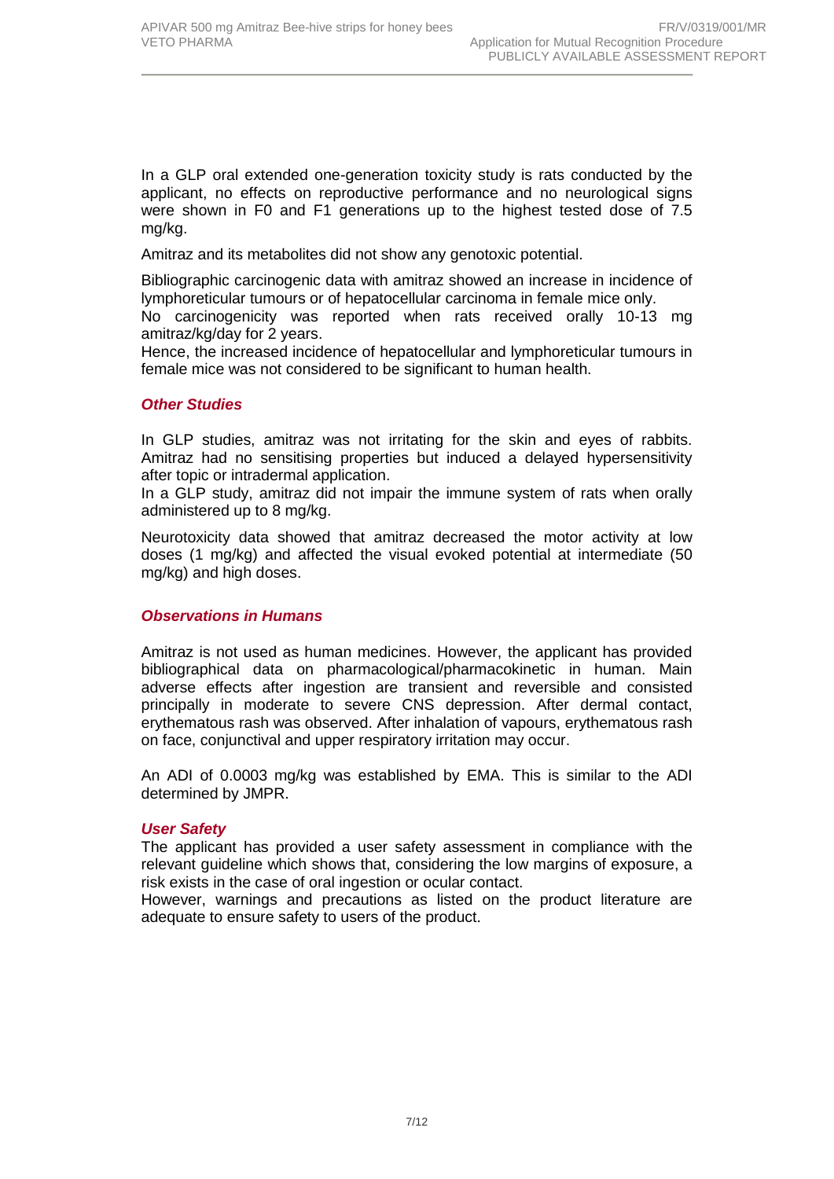In a GLP oral extended one-generation toxicity study is rats conducted by the applicant, no effects on reproductive performance and no neurological signs were shown in F0 and F1 generations up to the highest tested dose of 7.5 mg/kg.

Amitraz and its metabolites did not show any genotoxic potential.

Bibliographic carcinogenic data with amitraz showed an increase in incidence of lymphoreticular tumours or of hepatocellular carcinoma in female mice only.
No carcinogenicity was reported when rats received orally 10-13 mg amitraz/kg/day for 2 years.
Hence, the increased incidence of hepatocellular and lymphoreticular tumours in female mice was not considered to be significant to human health.

### *Other Studies*

In GLP studies, amitraz was not irritating for the skin and eyes of rabbits. Amitraz had no sensitising properties but induced a delayed hypersensitivity after topic or intradermal application.
In a GLP study, amitraz did not impair the immune system of rats when orally administered up to 8 mg/kg.

Neurotoxicity data showed that amitraz decreased the motor activity at low doses (1 mg/kg) and affected the visual evoked potential at intermediate (50 mg/kg) and high doses.

### *Observations in Humans*

Amitraz is not used as human medicines. However, the applicant has provided bibliographical data on pharmacological/pharmacokinetic in human. Main adverse effects after ingestion are transient and reversible and consisted principally in moderate to severe CNS depression. After dermal contact, erythematous rash was observed. After inhalation of vapours, erythematous rash on face, conjunctival and upper respiratory irritation may occur.

An ADI of 0.0003 mg/kg was established by EMA. This is similar to the ADI determined by JMPR.

### *User Safety*

The applicant has provided a user safety assessment in compliance with the relevant guideline which shows that, considering the low margins of exposure, a risk exists in the case of oral ingestion or ocular contact.
However, warnings and precautions as listed on the product literature are adequate to ensure safety to users of the product.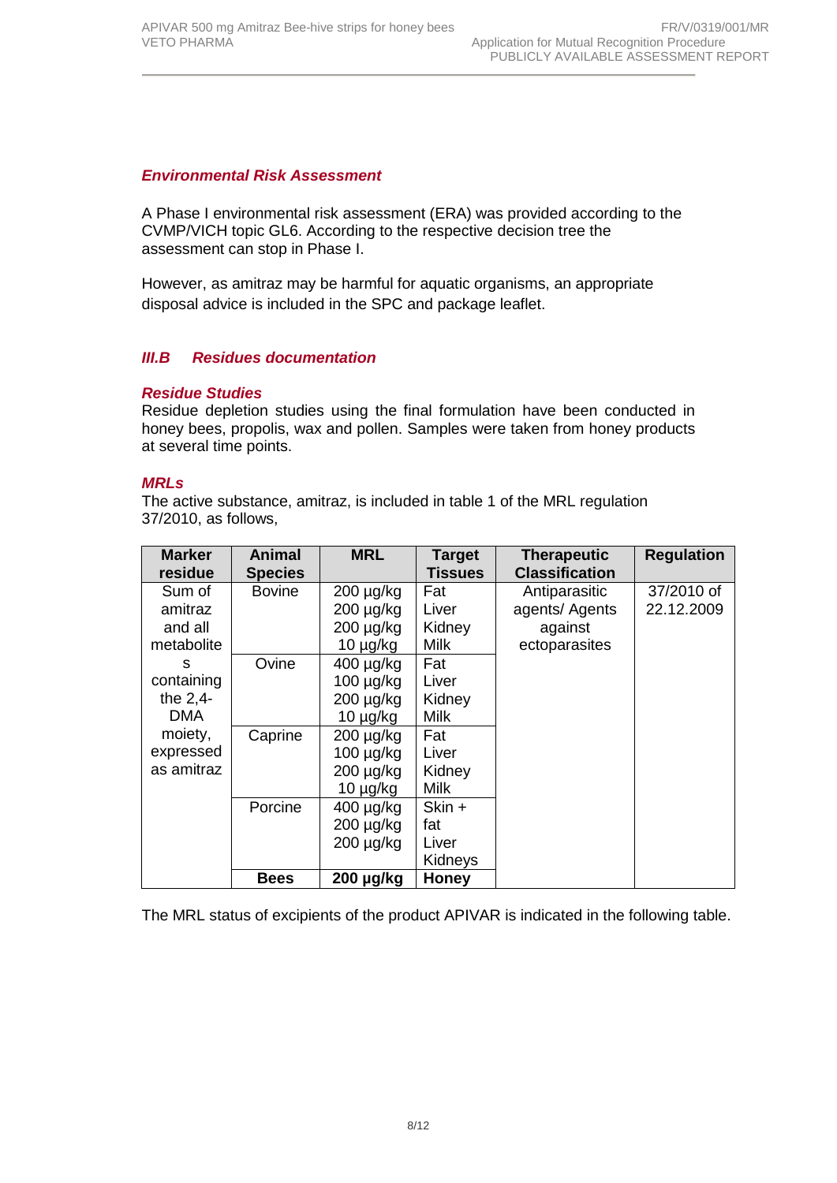### *Environmental Risk Assessment*

A Phase I environmental risk assessment (ERA) was provided according to the CVMP/VICH topic GL6. According to the respective decision tree the assessment can stop in Phase I.

However, as amitraz may be harmful for aquatic organisms, an appropriate disposal advice is included in the SPC and package leaflet.

## *III.B Residues documentation*

### *Residue Studies*

Residue depletion studies using the final formulation have been conducted in honey bees, propolis, wax and pollen. Samples were taken from honey products at several time points.

### *MRLs*

The active substance, amitraz, is included in table 1 of the MRL regulation 37/2010, as follows,

| Marker residue | Animal Species | MRL | Target Tissues | Therapeutic Classification | Regulation |
|---|---|---|---|---|---|
| Sum of amitraz and all metabolites containing the 2,4-DMA moiety, expressed as amitraz | Bovine | 200 µg/kg<br>200 µg/kg<br>200 µg/kg<br>10 µg/kg | Fat<br>Liver<br>Kidney<br>Milk | Antiparasitic agents/ Agents against ectoparasites | 37/2010 of 22.12.2009 |
| | Ovine | 400 µg/kg<br>100 µg/kg<br>200 µg/kg<br>10 µg/kg | Fat<br>Liver<br>Kidney<br>Milk | | |
| | Caprine | 200 µg/kg<br>100 µg/kg<br>200 µg/kg<br>10 µg/kg | Fat<br>Liver<br>Kidney<br>Milk | | |
| | Porcine | 400 µg/kg<br>200 µg/kg<br>200 µg/kg | Skin + fat<br>Liver<br>Kidneys | | |
| | **Bees** | **200 µg/kg** | **Honey** | | |

The MRL status of excipients of the product APIVAR is indicated in the following table.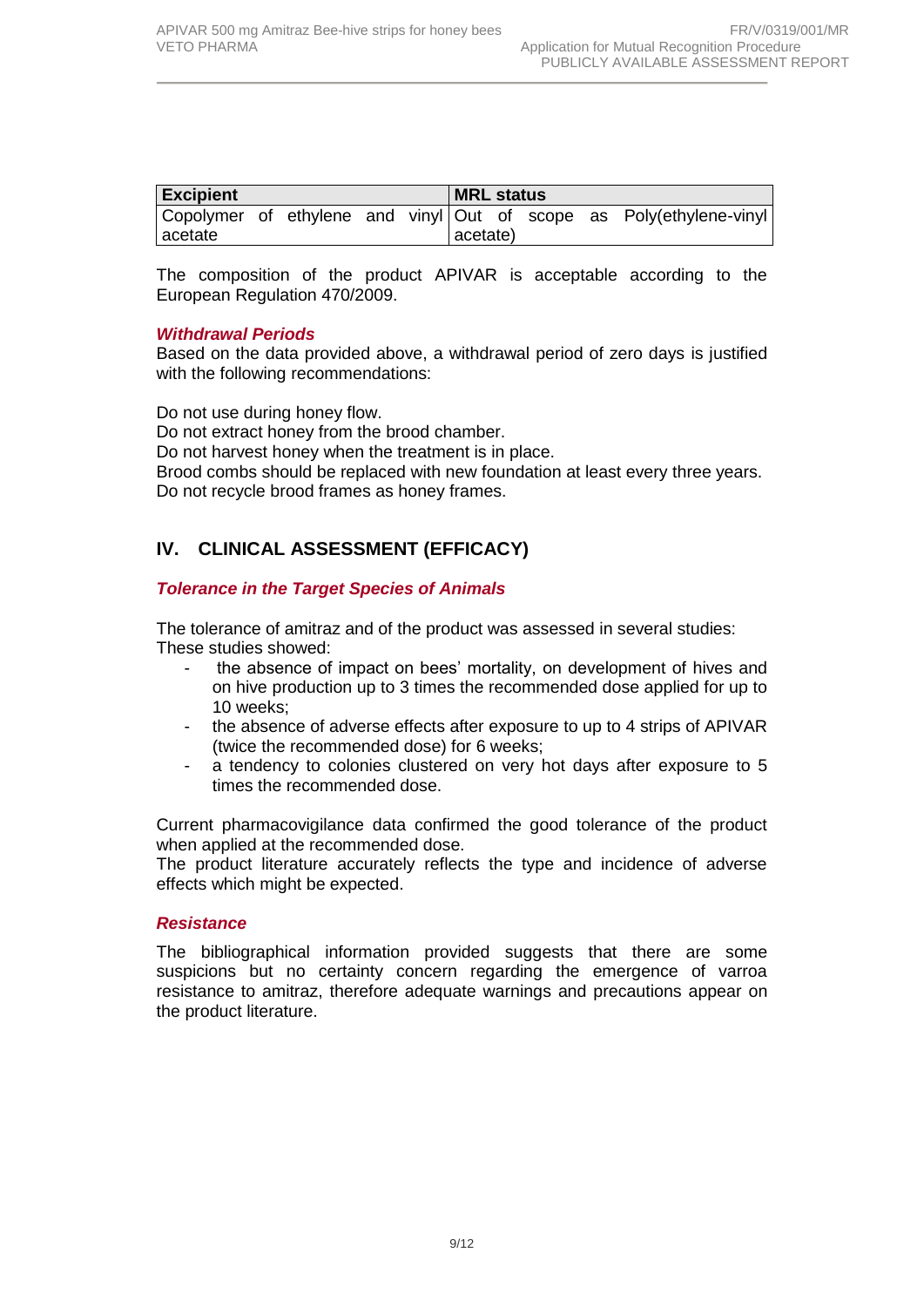| Excipient | MRL status |
| --- | --- |
| Copolymer of ethylene and vinyl acetate | Out of scope as Poly(ethylene-vinyl acetate) |

The composition of the product APIVAR is acceptable according to the European Regulation 470/2009.

### *Withdrawal Periods*

Based on the data provided above, a withdrawal period of zero days is justified with the following recommendations:

Do not use during honey flow.
Do not extract honey from the brood chamber.
Do not harvest honey when the treatment is in place.
Brood combs should be replaced with new foundation at least every three years.
Do not recycle brood frames as honey frames.

## IV. CLINICAL ASSESSMENT (EFFICACY)

### *Tolerance in the Target Species of Animals*

The tolerance of amitraz and of the product was assessed in several studies:
These studies showed:

- the absence of impact on bees' mortality, on development of hives and on hive production up to 3 times the recommended dose applied for up to 10 weeks;
- the absence of adverse effects after exposure to up to 4 strips of APIVAR (twice the recommended dose) for 6 weeks;
- a tendency to colonies clustered on very hot days after exposure to 5 times the recommended dose.

Current pharmacovigilance data confirmed the good tolerance of the product when applied at the recommended dose.
The product literature accurately reflects the type and incidence of adverse effects which might be expected.

### *Resistance*

The bibliographical information provided suggests that there are some suspicions but no certainty concern regarding the emergence of varroa resistance to amitraz, therefore adequate warnings and precautions appear on the product literature.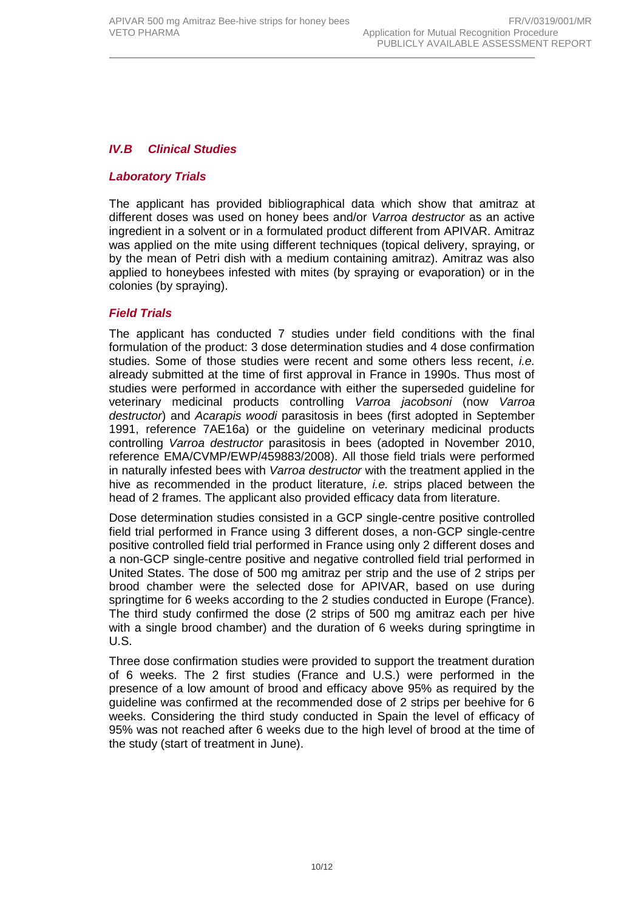## *IV.B Clinical Studies*

### *Laboratory Trials*

The applicant has provided bibliographical data which show that amitraz at different doses was used on honey bees and/or *Varroa destructor* as an active ingredient in a solvent or in a formulated product different from APIVAR. Amitraz was applied on the mite using different techniques (topical delivery, spraying, or by the mean of Petri dish with a medium containing amitraz). Amitraz was also applied to honeybees infested with mites (by spraying or evaporation) or in the colonies (by spraying).

### *Field Trials*

The applicant has conducted 7 studies under field conditions with the final formulation of the product: 3 dose determination studies and 4 dose confirmation studies. Some of those studies were recent and some others less recent, *i.e.* already submitted at the time of first approval in France in 1990s. Thus most of studies were performed in accordance with either the superseded guideline for veterinary medicinal products controlling *Varroa jacobsoni* (now *Varroa destructor*) and *Acarapis woodi* parasitosis in bees (first adopted in September 1991, reference 7AE16a) or the guideline on veterinary medicinal products controlling *Varroa destructor* parasitosis in bees (adopted in November 2010, reference EMA/CVMP/EWP/459883/2008). All those field trials were performed in naturally infested bees with *Varroa destructor* with the treatment applied in the hive as recommended in the product literature, *i.e.* strips placed between the head of 2 frames. The applicant also provided efficacy data from literature.

Dose determination studies consisted in a GCP single-centre positive controlled field trial performed in France using 3 different doses, a non-GCP single-centre positive controlled field trial performed in France using only 2 different doses and a non-GCP single-centre positive and negative controlled field trial performed in United States. The dose of 500 mg amitraz per strip and the use of 2 strips per brood chamber were the selected dose for APIVAR, based on use during springtime for 6 weeks according to the 2 studies conducted in Europe (France). The third study confirmed the dose (2 strips of 500 mg amitraz each per hive with a single brood chamber) and the duration of 6 weeks during springtime in U.S.

Three dose confirmation studies were provided to support the treatment duration of 6 weeks. The 2 first studies (France and U.S.) were performed in the presence of a low amount of brood and efficacy above 95% as required by the guideline was confirmed at the recommended dose of 2 strips per beehive for 6 weeks. Considering the third study conducted in Spain the level of efficacy of 95% was not reached after 6 weeks due to the high level of brood at the time of the study (start of treatment in June).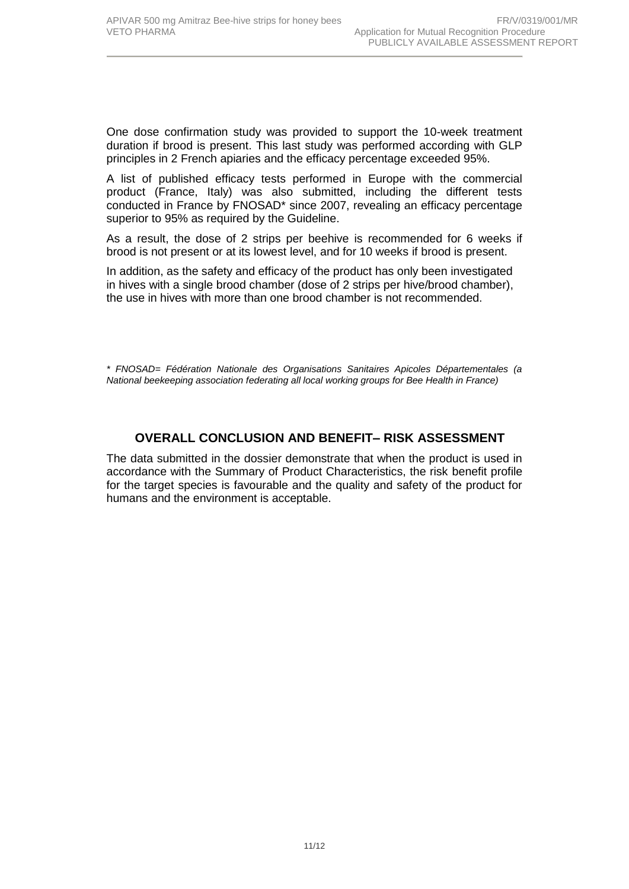One dose confirmation study was provided to support the 10-week treatment duration if brood is present. This last study was performed according with GLP principles in 2 French apiaries and the efficacy percentage exceeded 95%.

A list of published efficacy tests performed in Europe with the commercial product (France, Italy) was also submitted, including the different tests conducted in France by FNOSAD* since 2007, revealing an efficacy percentage superior to 95% as required by the Guideline.

As a result, the dose of 2 strips per beehive is recommended for 6 weeks if brood is not present or at its lowest level, and for 10 weeks if brood is present.

In addition, as the safety and efficacy of the product has only been investigated in hives with a single brood chamber (dose of 2 strips per hive/brood chamber), the use in hives with more than one brood chamber is not recommended.

*\* FNOSAD= Fédération Nationale des Organisations Sanitaires Apicoles Départementales (a National beekeeping association federating all local working groups for Bee Health in France)*

## OVERALL CONCLUSION AND BENEFIT– RISK ASSESSMENT

The data submitted in the dossier demonstrate that when the product is used in accordance with the Summary of Product Characteristics, the risk benefit profile for the target species is favourable and the quality and safety of the product for humans and the environment is acceptable.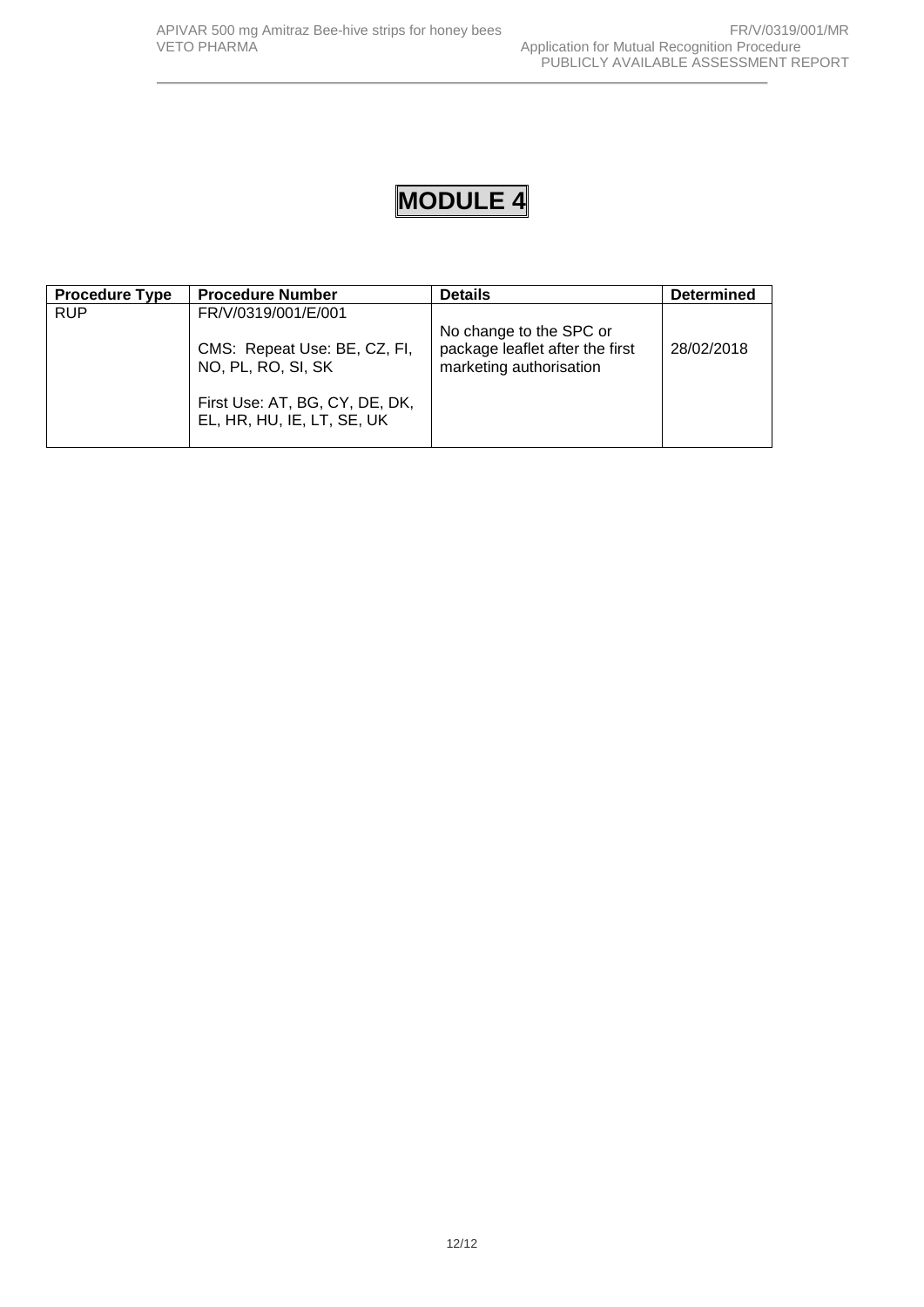# MODULE 4

| Procedure Type | Procedure Number | Details | Determined |
|---|---|---|---|
| RUP | FR/V/0319/001/E/001<br><br>CMS: Repeat Use: BE, CZ, FI, NO, PL, RO, SI, SK<br><br>First Use: AT, BG, CY, DE, DK, EL, HR, HU, IE, LT, SE, UK | No change to the SPC or package leaflet after the first marketing authorisation | 28/02/2018 |